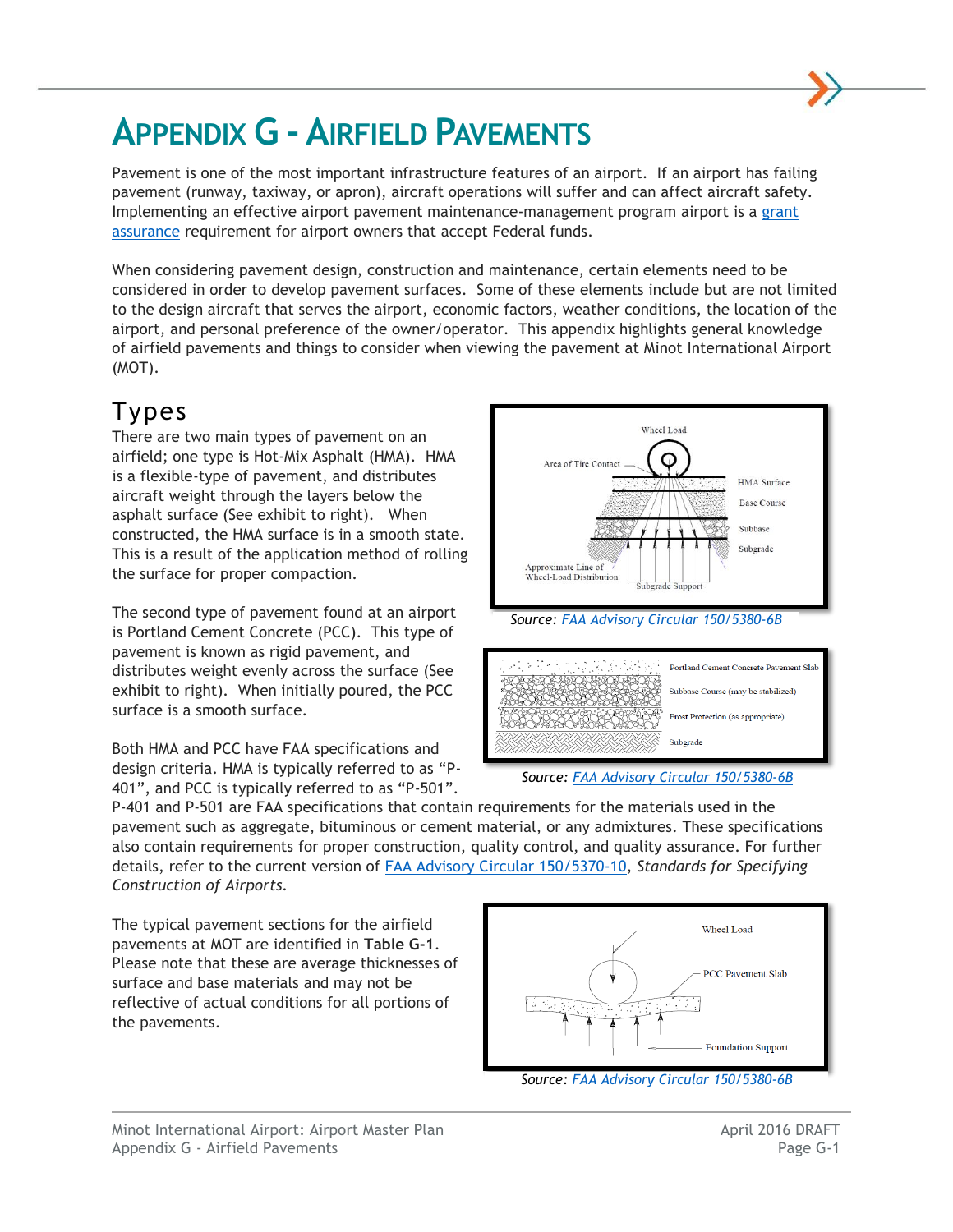# APPENDIX G - AIRFIELD PAVEMENTS

Pavement is one of the most important infrastructure features of an airport. If an airport has failing pavement (runway, taxiway, or apron), aircraft operations will suffer and can affect aircraft safety. Implementing an effective airport pavement maintenance-management program airport is a grant assurance requirement for airport owners that accept Federal funds.

When considering pavement design, construction and maintenance, certain elements need to be considered in order to develop pavement surfaces. Some of these elements include but are not limited to the design aircraft that serves the airport, economic factors, weather conditions, the location of the airport, and personal preference of the owner/operator. This appendix highlights general knowledge of airfield pavements and things to consider when viewing the pavement at Minot International Airport (MOT).

## Types

There are two main types of pavement on an airfield; one type is Hot-Mix Asphalt (HMA). HMA is a flexible-type of pavement, and distributes aircraft weight through the layers below the asphalt surface (See exhibit to right). When constructed, the HMA surface is in a smooth state. This is a result of the application method of rolling the surface for proper compaction.

Wheel Load
Area of Tire Contact
HMA Surface
Base Course
Subbase
Subgrade
Approximate Line of Wheel-Load Distribution
Subgrade Support

*Source: FAA Advisory Circular 150/5380-6B*

The second type of pavement found at an airport is Portland Cement Concrete (PCC). This type of pavement is known as rigid pavement, and distributes weight evenly across the surface (See exhibit to right). When initially poured, the PCC surface is a smooth surface.

Portland Cement Concrete Pavement Slab
Subbase Course (may be stabilized)
Frost Protection (as appropriate)
Subgrade

*Source: FAA Advisory Circular 150/5380-6B*

Both HMA and PCC have FAA specifications and design criteria. HMA is typically referred to as "P-401", and PCC is typically referred to as "P-501". P-401 and P-501 are FAA specifications that contain requirements for the materials used in the pavement such as aggregate, bituminous or cement material, or any admixtures. These specifications also contain requirements for proper construction, quality control, and quality assurance. For further details, refer to the current version of FAA Advisory Circular 150/5370-10, *Standards for Specifying Construction of Airports*.

The typical pavement sections for the airfield pavements at MOT are identified in **Table G-1**. Please note that these are average thicknesses of surface and base materials and may not be reflective of actual conditions for all portions of the pavements.

Wheel Load
PCC Pavement Slab
Foundation Support

*Source: FAA Advisory Circular 150/5380-6B*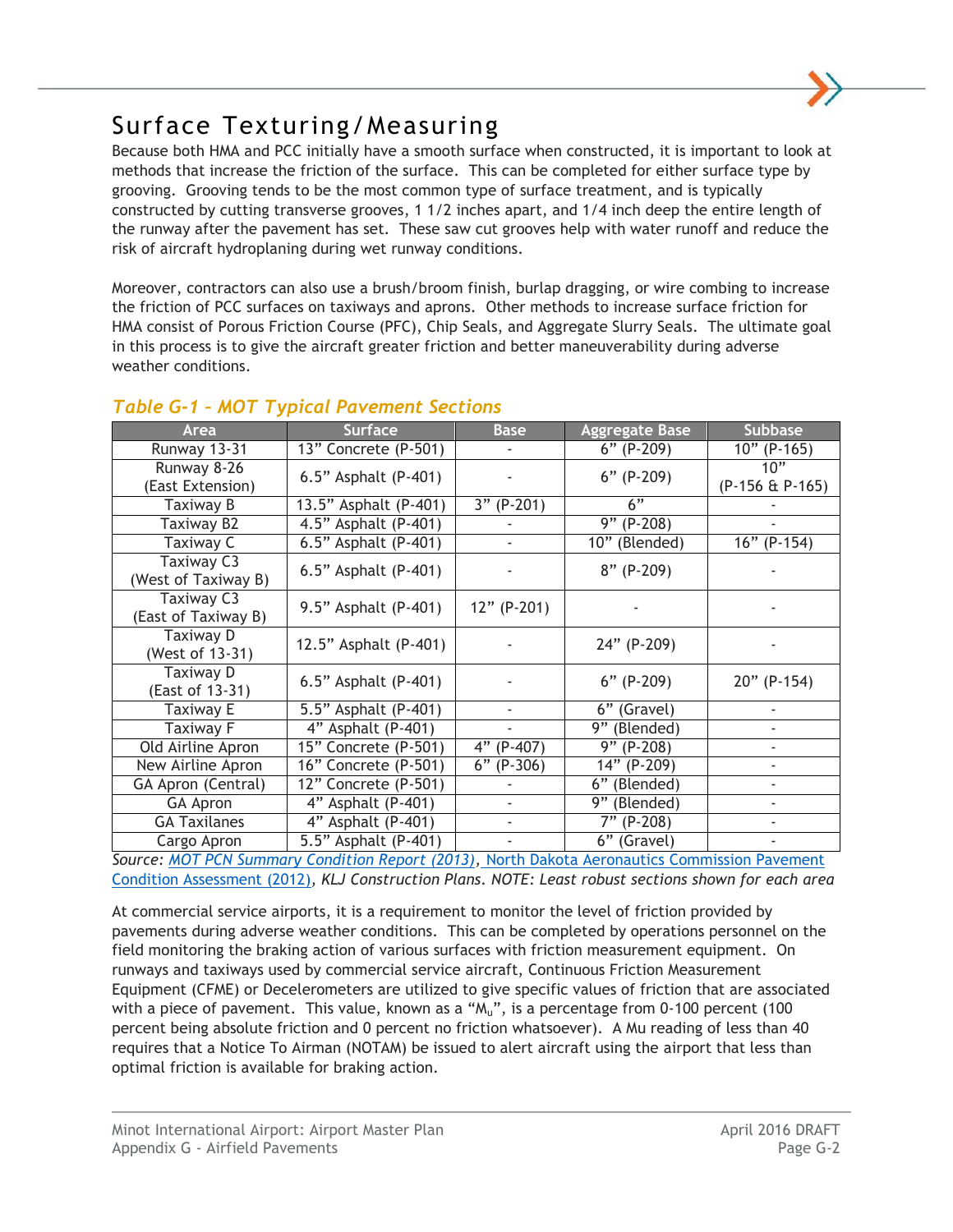## Surface Texturing/Measuring

Because both HMA and PCC initially have a smooth surface when constructed, it is important to look at methods that increase the friction of the surface. This can be completed for either surface type by grooving. Grooving tends to be the most common type of surface treatment, and is typically constructed by cutting transverse grooves, 1 1/2 inches apart, and 1/4 inch deep the entire length of the runway after the pavement has set. These saw cut grooves help with water runoff and reduce the risk of aircraft hydroplaning during wet runway conditions.

Moreover, contractors can also use a brush/broom finish, burlap dragging, or wire combing to increase the friction of PCC surfaces on taxiways and aprons. Other methods to increase surface friction for HMA consist of Porous Friction Course (PFC), Chip Seals, and Aggregate Slurry Seals. The ultimate goal in this process is to give the aircraft greater friction and better maneuverability during adverse weather conditions.

### *Table G-1 – MOT Typical Pavement Sections*

| Area | Surface | Base | Aggregate Base | Subbase |
|---|---|---|---|---|
| Runway 13-31 | 13" Concrete (P-501) | - | 6" (P-209) | 10" (P-165) |
| Runway 8-26 (East Extension) | 6.5" Asphalt (P-401) | - | 6" (P-209) | 10" (P-156 & P-165) |
| Taxiway B | 13.5" Asphalt (P-401) | 3" (P-201) | 6" | - |
| Taxiway B2 | 4.5" Asphalt (P-401) | - | 9" (P-208) | - |
| Taxiway C | 6.5" Asphalt (P-401) | - | 10" (Blended) | 16" (P-154) |
| Taxiway C3 (West of Taxiway B) | 6.5" Asphalt (P-401) | - | 8" (P-209) | - |
| Taxiway C3 (East of Taxiway B) | 9.5" Asphalt (P-401) | 12" (P-201) | - | - |
| Taxiway D (West of 13-31) | 12.5" Asphalt (P-401) | - | 24" (P-209) | - |
| Taxiway D (East of 13-31) | 6.5" Asphalt (P-401) | - | 6" (P-209) | 20" (P-154) |
| Taxiway E | 5.5" Asphalt (P-401) | - | 6" (Gravel) | - |
| Taxiway F | 4" Asphalt (P-401) | - | 9" (Blended) | - |
| Old Airline Apron | 15" Concrete (P-501) | 4" (P-407) | 9" (P-208) | - |
| New Airline Apron | 16" Concrete (P-501) | 6" (P-306) | 14" (P-209) | - |
| GA Apron (Central) | 12" Concrete (P-501) | - | 6" (Blended) | - |
| GA Apron | 4" Asphalt (P-401) | - | 9" (Blended) | - |
| GA Taxilanes | 4" Asphalt (P-401) | - | 7" (P-208) | - |
| Cargo Apron | 5.5" Asphalt (P-401) | - | 6" (Gravel) | - |

*Source: MOT PCN Summary Condition Report (2013), North Dakota Aeronautics Commission Pavement Condition Assessment (2012), KLJ Construction Plans. NOTE: Least robust sections shown for each area*

At commercial service airports, it is a requirement to monitor the level of friction provided by pavements during adverse weather conditions. This can be completed by operations personnel on the field monitoring the braking action of various surfaces with friction measurement equipment. On runways and taxiways used by commercial service aircraft, Continuous Friction Measurement Equipment (CFME) or Decelerometers are utilized to give specific values of friction that are associated with a piece of pavement. This value, known as a "$M_u$", is a percentage from 0-100 percent (100 percent being absolute friction and 0 percent no friction whatsoever). A Mu reading of less than 40 requires that a Notice To Airman (NOTAM) be issued to alert aircraft using the airport that less than optimal friction is available for braking action.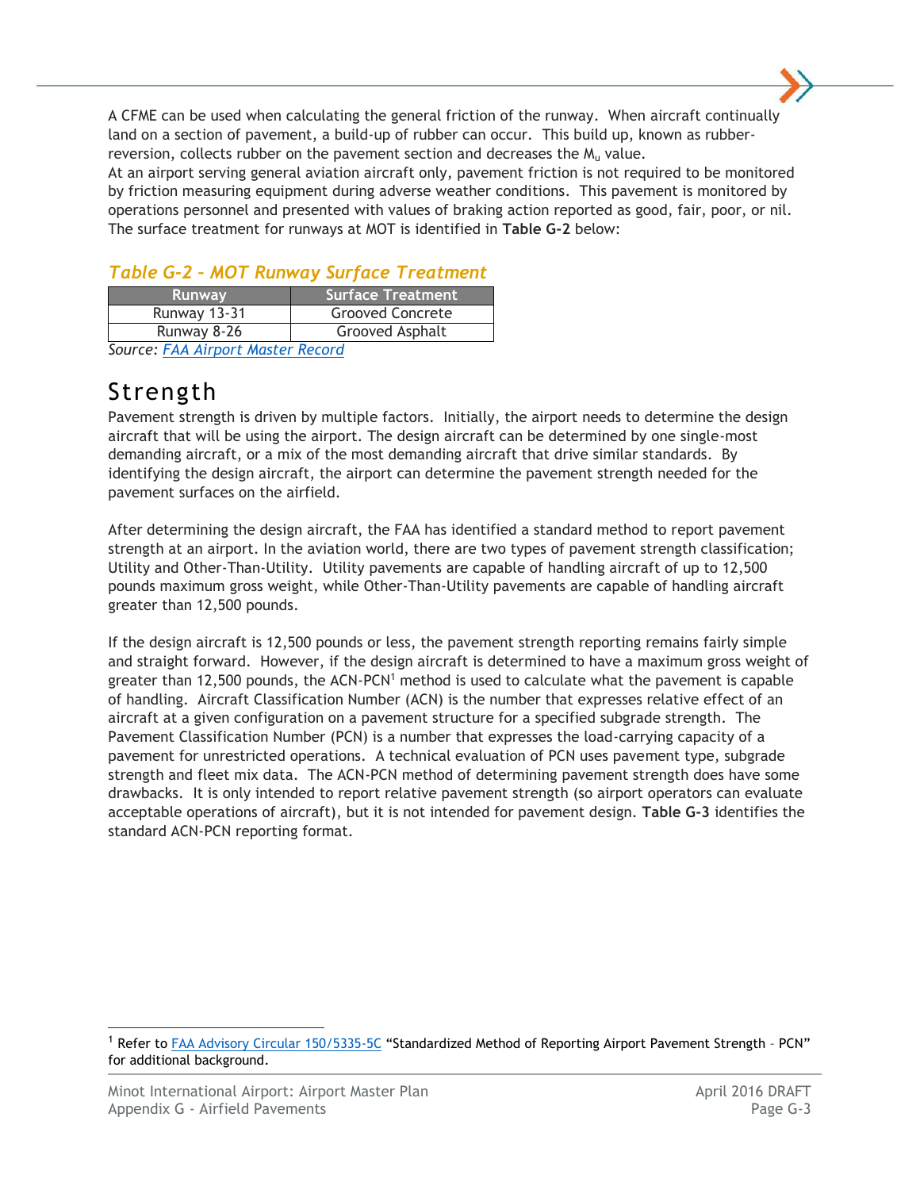A CFME can be used when calculating the general friction of the runway. When aircraft continually land on a section of pavement, a build-up of rubber can occur. This build up, known as rubber-reversion, collects rubber on the pavement section and decreases the $M_u$ value.
At an airport serving general aviation aircraft only, pavement friction is not required to be monitored by friction measuring equipment during adverse weather conditions. This pavement is monitored by operations personnel and presented with values of braking action reported as good, fair, poor, or nil. The surface treatment for runways at MOT is identified in **Table G-2** below:

### *Table G-2 – MOT Runway Surface Treatment*

| Runway | Surface Treatment |
|---|---|
| Runway 13-31 | Grooved Concrete |
| Runway 8-26 | Grooved Asphalt |

*Source: FAA Airport Master Record*

## Strength

Pavement strength is driven by multiple factors. Initially, the airport needs to determine the design aircraft that will be using the airport. The design aircraft can be determined by one single-most demanding aircraft, or a mix of the most demanding aircraft that drive similar standards. By identifying the design aircraft, the airport can determine the pavement strength needed for the pavement surfaces on the airfield.

After determining the design aircraft, the FAA has identified a standard method to report pavement strength at an airport. In the aviation world, there are two types of pavement strength classification; Utility and Other-Than-Utility. Utility pavements are capable of handling aircraft of up to 12,500 pounds maximum gross weight, while Other-Than-Utility pavements are capable of handling aircraft greater than 12,500 pounds.

If the design aircraft is 12,500 pounds or less, the pavement strength reporting remains fairly simple and straight forward. However, if the design aircraft is determined to have a maximum gross weight of greater than 12,500 pounds, the ACN-PCN[1] method is used to calculate what the pavement is capable of handling. Aircraft Classification Number (ACN) is the number that expresses relative effect of an aircraft at a given configuration on a pavement structure for a specified subgrade strength. The Pavement Classification Number (PCN) is a number that expresses the load-carrying capacity of a pavement for unrestricted operations. A technical evaluation of PCN uses pavement type, subgrade strength and fleet mix data. The ACN-PCN method of determining pavement strength does have some drawbacks. It is only intended to report relative pavement strength (so airport operators can evaluate acceptable operations of aircraft), but it is not intended for pavement design. **Table G-3** identifies the standard ACN-PCN reporting format.

[1] Refer to FAA Advisory Circular 150/5335-5C "Standardized Method of Reporting Airport Pavement Strength – PCN" for additional background.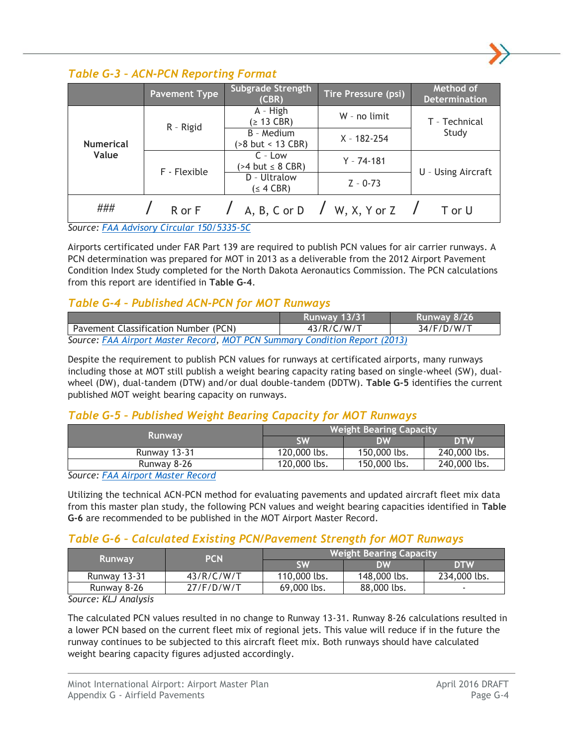### Table G-3 – ACN-PCN Reporting Format

| | Pavement Type | Subgrade Strength (CBR) | Tire Pressure (psi) | Method of Determination |
|---|---|---|---|---|
| Numerical Value | R - Rigid | A - High (≥ 13 CBR) | W - no limit | T - Technical Study |
| | | B - Medium (>8 but < 13 CBR) | X - 182-254 | |
| | F - Flexible | C - Low (>4 but ≤ 8 CBR) | Y - 74-181 | U - Using Aircraft |
| | | D - Ultralow (≤ 4 CBR) | Z - 0-73 | |
| ### / | R or F / | A, B, C or D / | W, X, Y or Z / | T or U |

Source: FAA Advisory Circular 150/5335-5C

Airports certificated under FAR Part 139 are required to publish PCN values for air carrier runways. A PCN determination was prepared for MOT in 2013 as a deliverable from the 2012 Airport Pavement Condition Index Study completed for the North Dakota Aeronautics Commission. The PCN calculations from this report are identified in **Table G-4**.

### Table G-4 – Published ACN-PCN for MOT Runways

| | Runway 13/31 | Runway 8/26 |
|---|---|---|
| Pavement Classification Number (PCN) | 43/R/C/W/T | 34/F/D/W/T |

Source: FAA Airport Master Record, MOT PCN Summary Condition Report (2013)

Despite the requirement to publish PCN values for runways at certificated airports, many runways including those at MOT still publish a weight bearing capacity rating based on single-wheel (SW), dual-wheel (DW), dual-tandem (DTW) and/or dual double-tandem (DDTW). **Table G-5** identifies the current published MOT weight bearing capacity on runways.

### Table G-5 – Published Weight Bearing Capacity for MOT Runways

| Runway | Weight Bearing Capacity | | |
|---|---|---|---|
| | SW | DW | DTW |
| Runway 13-31 | 120,000 lbs. | 150,000 lbs. | 240,000 lbs. |
| Runway 8-26 | 120,000 lbs. | 150,000 lbs. | 240,000 lbs. |

Source: FAA Airport Master Record

Utilizing the technical ACN-PCN method for evaluating pavements and updated aircraft fleet mix data from this master plan study, the following PCN values and weight bearing capacities identified in **Table G-6** are recommended to be published in the MOT Airport Master Record.

### Table G-6 – Calculated Existing PCN/Pavement Strength for MOT Runways

| Runway | PCN | Weight Bearing Capacity | | |
|---|---|---|---|---|
| | | SW | DW | DTW |
| Runway 13-31 | 43/R/C/W/T | 110,000 lbs. | 148,000 lbs. | 234,000 lbs. |
| Runway 8-26 | 27/F/D/W/T | 69,000 lbs. | 88,000 lbs. | - |

Source: KLJ Analysis

The calculated PCN values resulted in no change to Runway 13-31. Runway 8-26 calculations resulted in a lower PCN based on the current fleet mix of regional jets. This value will reduce if in the future the runway continues to be subjected to this aircraft fleet mix. Both runways should have calculated weight bearing capacity figures adjusted accordingly.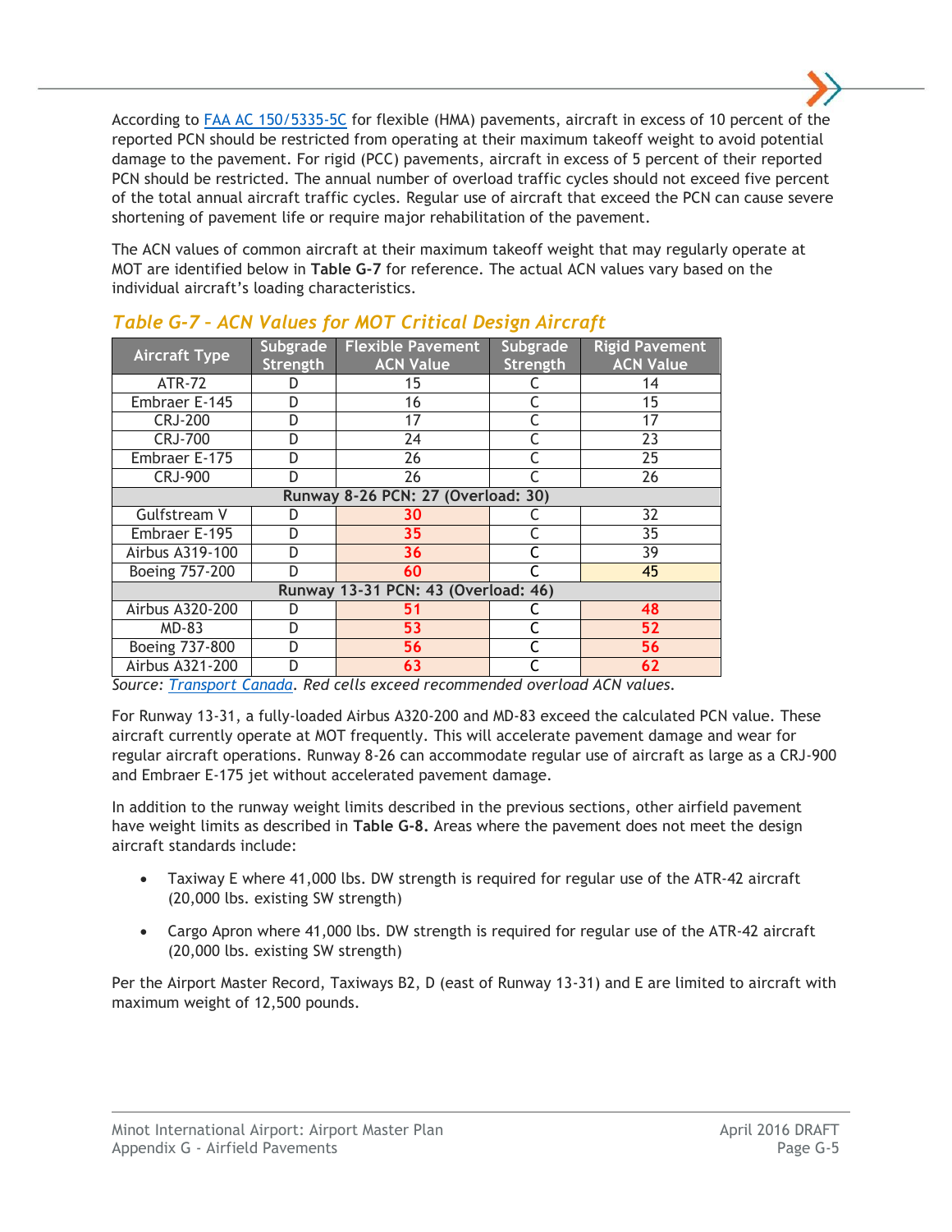According to FAA AC 150/5335-5C for flexible (HMA) pavements, aircraft in excess of 10 percent of the reported PCN should be restricted from operating at their maximum takeoff weight to avoid potential damage to the pavement. For rigid (PCC) pavements, aircraft in excess of 5 percent of their reported PCN should be restricted. The annual number of overload traffic cycles should not exceed five percent of the total annual aircraft traffic cycles. Regular use of aircraft that exceed the PCN can cause severe shortening of pavement life or require major rehabilitation of the pavement.

The ACN values of common aircraft at their maximum takeoff weight that may regularly operate at MOT are identified below in **Table G-7** for reference. The actual ACN values vary based on the individual aircraft's loading characteristics.

### *Table G-7 – ACN Values for MOT Critical Design Aircraft*

| Aircraft Type | Subgrade Strength | Flexible Pavement ACN Value | Subgrade Strength | Rigid Pavement ACN Value |
|---|---|---|---|---|
| ATR-72 | D | 15 | C | 14 |
| Embraer E-145 | D | 16 | C | 15 |
| CRJ-200 | D | 17 | C | 17 |
| CRJ-700 | D | 24 | C | 23 |
| Embraer E-175 | D | 26 | C | 25 |
| CRJ-900 | D | 26 | C | 26 |
| **Runway 8-26 PCN: 27 (Overload: 30)** | | | | |
| Gulfstream V | D | 30 | C | 32 |
| Embraer E-195 | D | 35 | C | 35 |
| Airbus A319-100 | D | 36 | C | 39 |
| Boeing 757-200 | D | 60 | C | 45 |
| **Runway 13-31 PCN: 43 (Overload: 46)** | | | | |
| Airbus A320-200 | D | 51 | C | 48 |
| MD-83 | D | 53 | C | 52 |
| Boeing 737-800 | D | 56 | C | 56 |
| Airbus A321-200 | D | 63 | C | 62 |

*Source: Transport Canada. Red cells exceed recommended overload ACN values.*

For Runway 13-31, a fully-loaded Airbus A320-200 and MD-83 exceed the calculated PCN value. These aircraft currently operate at MOT frequently. This will accelerate pavement damage and wear for regular aircraft operations. Runway 8-26 can accommodate regular use of aircraft as large as a CRJ-900 and Embraer E-175 jet without accelerated pavement damage.

In addition to the runway weight limits described in the previous sections, other airfield pavement have weight limits as described in **Table G-8.** Areas where the pavement does not meet the design aircraft standards include:

- Taxiway E where 41,000 lbs. DW strength is required for regular use of the ATR-42 aircraft (20,000 lbs. existing SW strength)
- Cargo Apron where 41,000 lbs. DW strength is required for regular use of the ATR-42 aircraft (20,000 lbs. existing SW strength)

Per the Airport Master Record, Taxiways B2, D (east of Runway 13-31) and E are limited to aircraft with maximum weight of 12,500 pounds.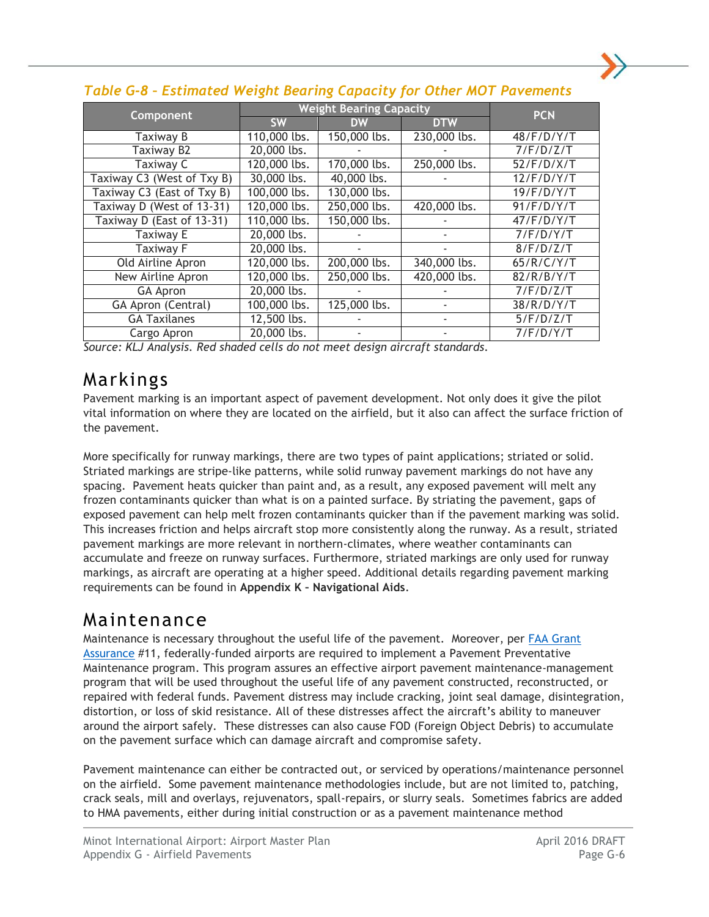*Table G-8 – Estimated Weight Bearing Capacity for Other MOT Pavements*

| Component | Weight Bearing Capacity | | | PCN |
|---|---|---|---|---|
| | SW | DW | DTW | |
| Taxiway B | 110,000 lbs. | 150,000 lbs. | 230,000 lbs. | 48/F/D/Y/T |
| Taxiway B2 | 20,000 lbs. | - | - | 7/F/D/Z/T |
| Taxiway C | 120,000 lbs. | 170,000 lbs. | 250,000 lbs. | 52/F/D/X/T |
| Taxiway C3 (West of Txy B) | 30,000 lbs. | 40,000 lbs. | - | 12/F/D/Y/T |
| Taxiway C3 (East of Txy B) | 100,000 lbs. | 130,000 lbs. | | 19/F/D/Y/T |
| Taxiway D (West of 13-31) | 120,000 lbs. | 250,000 lbs. | 420,000 lbs. | 91/F/D/Y/T |
| Taxiway D (East of 13-31) | 110,000 lbs. | 150,000 lbs. | - | 47/F/D/Y/T |
| Taxiway E | 20,000 lbs. | - | - | 7/F/D/Y/T |
| Taxiway F | 20,000 lbs. | - | - | 8/F/D/Z/T |
| Old Airline Apron | 120,000 lbs. | 200,000 lbs. | 340,000 lbs. | 65/R/C/Y/T |
| New Airline Apron | 120,000 lbs. | 250,000 lbs. | 420,000 lbs. | 82/R/B/Y/T |
| GA Apron | 20,000 lbs. | - | - | 7/F/D/Z/T |
| GA Apron (Central) | 100,000 lbs. | 125,000 lbs. | - | 38/R/D/Y/T |
| GA Taxilanes | 12,500 lbs. | - | - | 5/F/D/Z/T |
| Cargo Apron | 20,000 lbs. | - | - | 7/F/D/Y/T |

*Source: KLJ Analysis. Red shaded cells do not meet design aircraft standards.*

## Markings

Pavement marking is an important aspect of pavement development. Not only does it give the pilot vital information on where they are located on the airfield, but it also can affect the surface friction of the pavement.

More specifically for runway markings, there are two types of paint applications; striated or solid. Striated markings are stripe-like patterns, while solid runway pavement markings do not have any spacing. Pavement heats quicker than paint and, as a result, any exposed pavement will melt any frozen contaminants quicker than what is on a painted surface. By striating the pavement, gaps of exposed pavement can help melt frozen contaminants quicker than if the pavement marking was solid. This increases friction and helps aircraft stop more consistently along the runway. As a result, striated pavement markings are more relevant in northern-climates, where weather contaminants can accumulate and freeze on runway surfaces. Furthermore, striated markings are only used for runway markings, as aircraft are operating at a higher speed. Additional details regarding pavement marking requirements can be found in **Appendix K – Navigational Aids**.

## Maintenance

Maintenance is necessary throughout the useful life of the pavement. Moreover, per FAA Grant Assurance #11, federally-funded airports are required to implement a Pavement Preventative Maintenance program. This program assures an effective airport pavement maintenance-management program that will be used throughout the useful life of any pavement constructed, reconstructed, or repaired with federal funds. Pavement distress may include cracking, joint seal damage, disintegration, distortion, or loss of skid resistance. All of these distresses affect the aircraft's ability to maneuver around the airport safely. These distresses can also cause FOD (Foreign Object Debris) to accumulate on the pavement surface which can damage aircraft and compromise safety.

Pavement maintenance can either be contracted out, or serviced by operations/maintenance personnel on the airfield. Some pavement maintenance methodologies include, but are not limited to, patching, crack seals, mill and overlays, rejuvenators, spall-repairs, or slurry seals. Sometimes fabrics are added to HMA pavements, either during initial construction or as a pavement maintenance method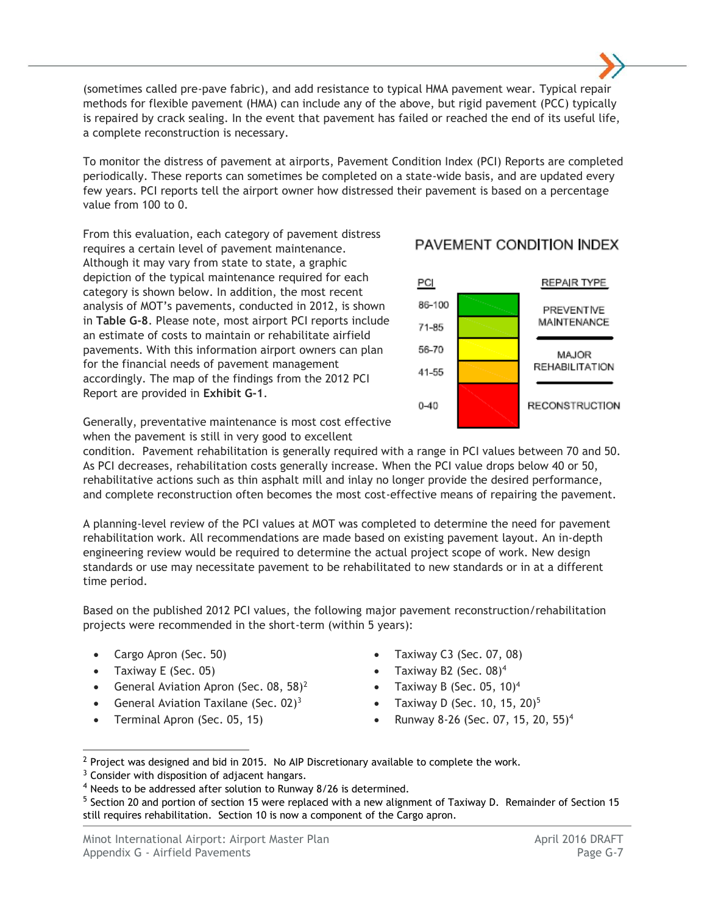(sometimes called pre-pave fabric), and add resistance to typical HMA pavement wear. Typical repair methods for flexible pavement (HMA) can include any of the above, but rigid pavement (PCC) typically is repaired by crack sealing. In the event that pavement has failed or reached the end of its useful life, a complete reconstruction is necessary.

To monitor the distress of pavement at airports, Pavement Condition Index (PCI) Reports are completed periodically. These reports can sometimes be completed on a state-wide basis, and are updated every few years. PCI reports tell the airport owner how distressed their pavement is based on a percentage value from 100 to 0.

From this evaluation, each category of pavement distress requires a certain level of pavement maintenance. Although it may vary from state to state, a graphic depiction of the typical maintenance required for each category is shown below. In addition, the most recent analysis of MOT's pavements, conducted in 2012, is shown in **Table G-8**. Please note, most airport PCI reports include an estimate of costs to maintain or rehabilitate airfield pavements. With this information airport owners can plan for the financial needs of pavement management accordingly. The map of the findings from the 2012 PCI Report are provided in **Exhibit G-1**.

PAVEMENT CONDITION INDEX

PCI

86-100

71-85

56-70

41-55

0-40

REPAIR TYPE

PREVENTIVE MAINTENANCE

MAJOR REHABILITATION

RECONSTRUCTION

Generally, preventative maintenance is most cost effective when the pavement is still in very good to excellent condition. Pavement rehabilitation is generally required with a range in PCI values between 70 and 50. As PCI decreases, rehabilitation costs generally increase. When the PCI value drops below 40 or 50, rehabilitative actions such as thin asphalt mill and inlay no longer provide the desired performance, and complete reconstruction often becomes the most cost-effective means of repairing the pavement.

A planning-level review of the PCI values at MOT was completed to determine the need for pavement rehabilitation work. All recommendations are made based on existing pavement layout. An in-depth engineering review would be required to determine the actual project scope of work. New design standards or use may necessitate pavement to be rehabilitated to new standards or in at a different time period.

Based on the published 2012 PCI values, the following major pavement reconstruction/rehabilitation projects were recommended in the short-term (within 5 years):

- Cargo Apron (Sec. 50)
- Taxiway E (Sec. 05)
- General Aviation Apron (Sec. 08, 58)[2]
- General Aviation Taxilane (Sec. 02)[3]
- Terminal Apron (Sec. 05, 15)
- Taxiway C3 (Sec. 07, 08)
- Taxiway B2 (Sec. 08)[4]
- Taxiway B (Sec. 05, 10)[4]
- Taxiway D (Sec. 10, 15, 20)[5]
- Runway 8-26 (Sec. 07, 15, 20, 55)[4]

[2] Project was designed and bid in 2015. No AIP Discretionary available to complete the work.

[3] Consider with disposition of adjacent hangars.

[4] Needs to be addressed after solution to Runway 8/26 is determined.

[5] Section 20 and portion of section 15 were replaced with a new alignment of Taxiway D. Remainder of Section 15 still requires rehabilitation. Section 10 is now a component of the Cargo apron.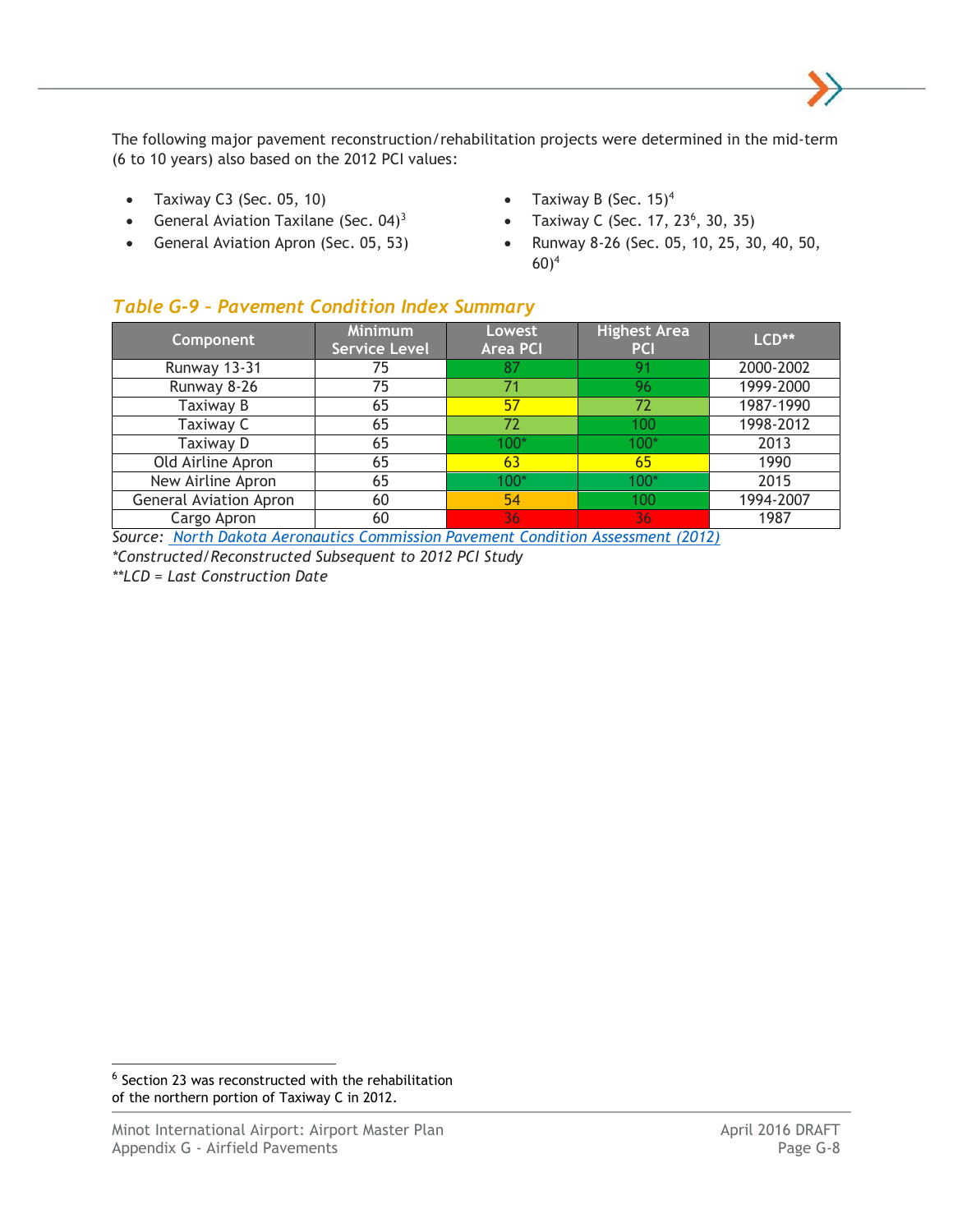The following major pavement reconstruction/rehabilitation projects were determined in the mid-term (6 to 10 years) also based on the 2012 PCI values:

- Taxiway C3 (Sec. 05, 10)
- General Aviation Taxilane (Sec. 04)[3]
- General Aviation Apron (Sec. 05, 53)
- Taxiway B (Sec. 15)[4]
- Taxiway C (Sec. 17, 23[6], 30, 35)
- Runway 8-26 (Sec. 05, 10, 25, 30, 40, 50, 60)[4]

### *Table G-9 – Pavement Condition Index Summary*

| Component | Minimum Service Level | Lowest Area PCI | Highest Area PCI | LCD** |
|---|---|---|---|---|
| Runway 13-31 | 75 | 87 | 91 | 2000-2002 |
| Runway 8-26 | 75 | 71 | 96 | 1999-2000 |
| Taxiway B | 65 | 57 | 72 | 1987-1990 |
| Taxiway C | 65 | 72 | 100 | 1998-2012 |
| Taxiway D | 65 | 100* | 100* | 2013 |
| Old Airline Apron | 65 | 63 | 65 | 1990 |
| New Airline Apron | 65 | 100* | 100* | 2015 |
| General Aviation Apron | 60 | 54 | 100 | 1994-2007 |
| Cargo Apron | 60 | 36 | 36 | 1987 |

*Source: North Dakota Aeronautics Commission Pavement Condition Assessment (2012)*

*\*Constructed/Reconstructed Subsequent to 2012 PCI Study*

*\*\*LCD = Last Construction Date*

[6] Section 23 was reconstructed with the rehabilitation of the northern portion of Taxiway C in 2012.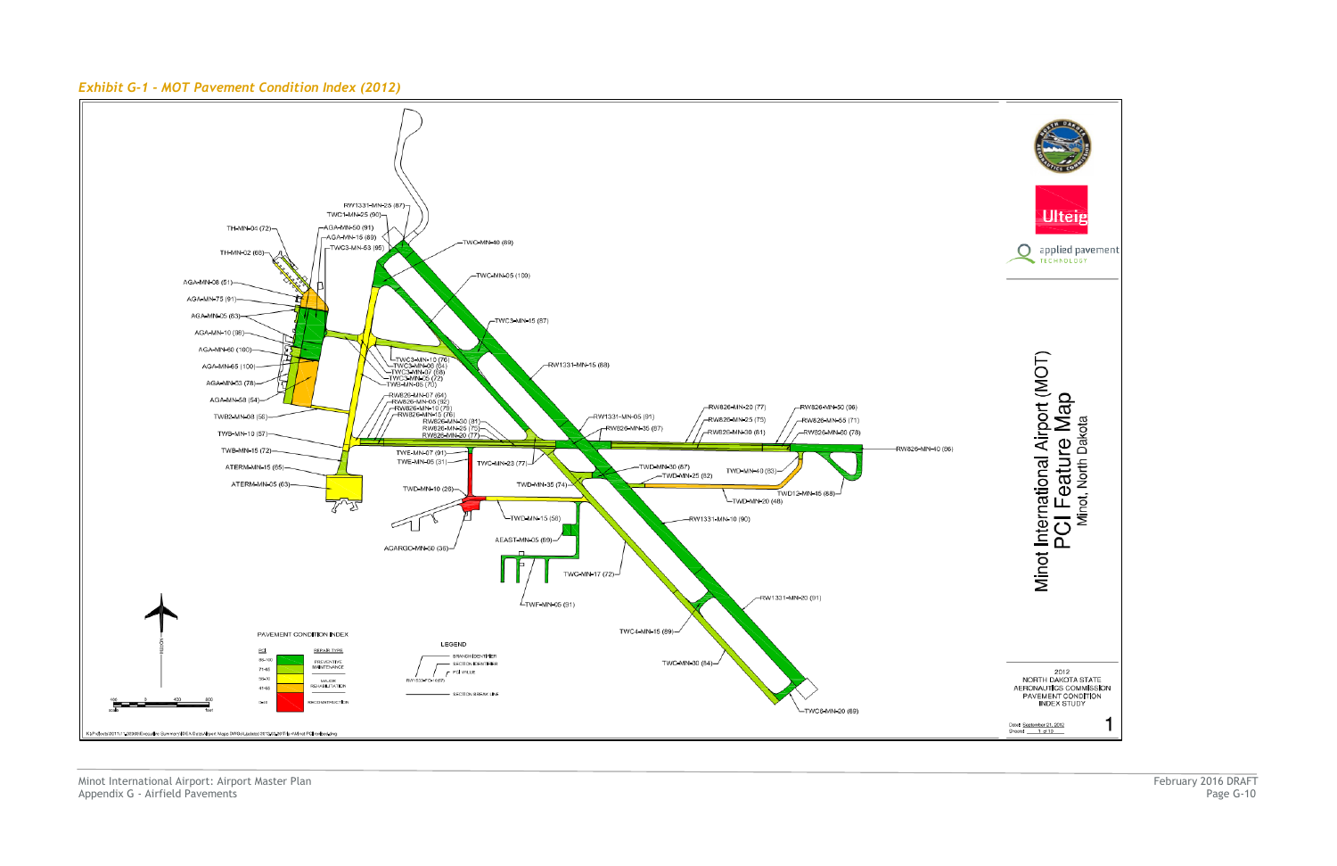*Exhibit G-1 – MOT Pavement Condition Index (2012)*

RW1331-MN-25 (87)
TWC1-MN-25 (90)
TH-MN-04 (72)
AGA-MN-50 (91)
AGA-MN-15 (69)
TWC3-MN-53 (95)
TH-MN-02 (68)
TWC-MN-40 (89)
TWC-MN-05 (100)
AGA-MN-08 (51)
AGA-MN-75 (91)
AGA-MN-05 (63)
TWC3-MN-15 (87)
AGA-MN-10 (98)
AGA-MN-60 (100)
AGA-MN-65 (100)
AGA-MN-53 (78)
AGA-MN-58 (54)
TWC3-MN-10 (76)
TWC3-MN-00 (84)
TWC3-MN-07 (88)
TWC3-MN-05 (72)
TWB-MN-05 (70)
RW1331-MN-15 (88)
RW826-MN-07 (64)
RW826-MN-05 (92)
RW826-MN-10 (75)
RW826-MN-15 (76)
RW826-MN-30 (81)
RW826-MN-25 (75)
RW826-MN-20 (77)
RW1331-MN-05 (91)
RW826-MN-35 (87)
RW826-MN-20 (77)
RW826-MN-25 (75)
RW826-MN-30 (81)
RW826-MN-50 (96)
RW826-MN-55 (71)
RW826-MN-60 (78)
RW826-MN-40 (86)
TWB2-MN-08 (56)
TWB-MN-10 (57)
TWB-MN-15 (72)
TWE-MN-07 (91)
TWE-MN-05 (31)
ATERM-MN-15 (65)
ATERM-MN-05 (63)
TWC-MN-23 (77)
TWD-MN-30 (87)
TWD-MN-25 (82)
TWD-MN-40 (83)
TWD-MN-35 (74)
TWD-MN-10 (26)
TWD12-MN-15 (68)
TWD-MN-20 (48)
TWD-MN-15 (58)
RW1331-MN-10 (90)
AEAST-MN-05 (69)
ACARGO-MN-50 (35)
TWC-MN-17 (72)
TWF-MN-05 (81)
RW1331-MN-20 (91)
TWC4-MN-15 (89)
TWC-MN-30 (84)
TWC6-MN-20 (89)

PAVEMENT CONDITION INDEX

PCI / REPAIR TYPE
86-100 PREVENTIVE MAINTENANCE
71-85
56-70 MAJOR REHABILITATION
41-55
0-40 RECONSTRUCTION

LEGEND
BRANCH IDENTIFIER
SECTION IDENTIFIER
PCI VALUE
RW1331-MN-10 (87)
SECTION BREAK LINE

NORTH

400 0 400 800
scale feet

Ulteig

applied pavement TECHNOLOGY

Minot International Airport (MOT)
PCI Feature Map
Minot, North Dakota

2012
NORTH DAKOTA STATE
AERONAUTICS COMMISSION
PAVEMENT CONDITION
INDEX STUDY

Date: September 21, 2012
Sheet: 1 of 10

1